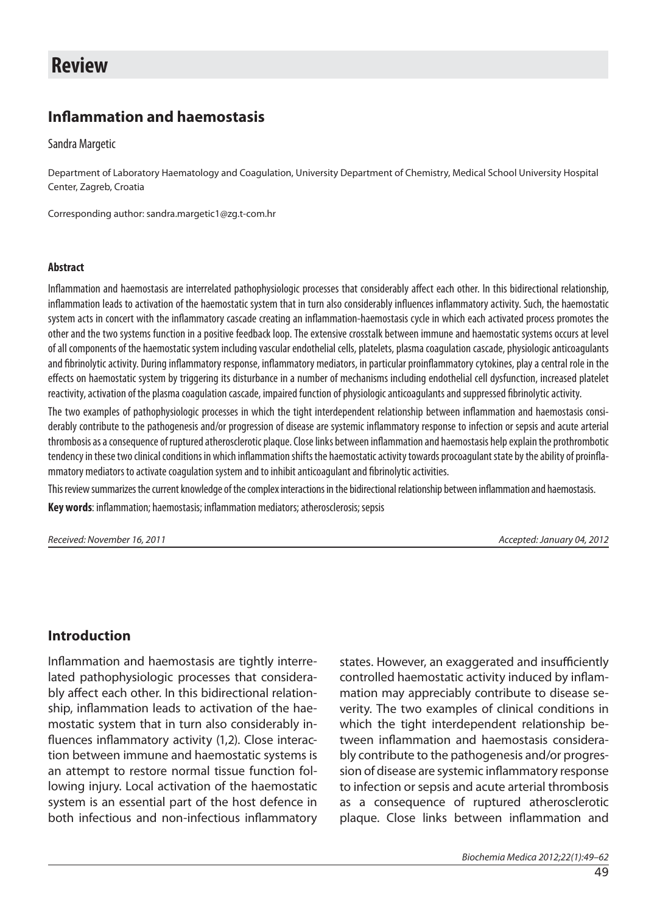# Review

## Inflammation and haemostasis

Sandra Margetic

Department of Laboratory Haematology and Coagulation, University Department of Chemistry, Medical School University Hospital Center, Zagreb, Croatia

Corresponding author: sandra.margetic1@zg.t-com.hr

**Abstract**

Inflammation and haemostasis are interrelated pathophysiologic processes that considerably affect each other. In this bidirectional relationship, inflammation leads to activation of the haemostatic system that in turn also considerably influences inflammatory activity. Such, the haemostatic system acts in concert with the inflammatory cascade creating an inflammation-haemostasis cycle in which each activated process promotes the other and the two systems function in a positive feedback loop. The extensive crosstalk between immune and haemostatic systems occurs at level of all components of the haemostatic system including vascular endothelial cells, platelets, plasma coagulation cascade, physiologic anticoagulants and fibrinolytic activity. During inflammatory response, inflammatory mediators, in particular proinflammatory cytokines, play a central role in the effects on haemostatic system by triggering its disturbance in a number of mechanisms including endothelial cell dysfunction, increased platelet reactivity, activation of the plasma coagulation cascade, impaired function of physiologic anticoagulants and suppressed fibrinolytic activity.

The two examples of pathophysiologic processes in which the tight interdependent relationship between inflammation and haemostasis considerably contribute to the pathogenesis and/or progression of disease are systemic inflammatory response to infection or sepsis and acute arterial thrombosis as a consequence of ruptured atherosclerotic plaque. Close links between inflammation and haemostasis help explain the prothrombotic tendency in these two clinical conditions in which inflammation shifts the haemostatic activity towards procoagulant state by the ability of proinflammatory mediators to activate coagulation system and to inhibit anticoagulant and fibrinolytic activities.

This review summarizes the current knowledge of the complex interactions in the bidirectional relationship between inflammation and haemostasis.

**Key words**: inflammation; haemostasis; inflammation mediators; atherosclerosis; sepsis

*Received: November 16, 2011* *Accepted: January 04, 2012*

## Introduction

Inflammation and haemostasis are tightly interrelated pathophysiologic processes that considerably affect each other. In this bidirectional relationship, inflammation leads to activation of the haemostatic system that in turn also considerably influences inflammatory activity (1,2). Close interaction between immune and haemostatic systems is an attempt to restore normal tissue function following injury. Local activation of the haemostatic system is an essential part of the host defence in both infectious and non-infectious inflammatory states. However, an exaggerated and insufficiently controlled haemostatic activity induced by inflammation may appreciably contribute to disease severity. The two examples of clinical conditions in which the tight interdependent relationship between inflammation and haemostasis considerably contribute to the pathogenesis and/or progression of disease are systemic inflammatory response to infection or sepsis and acute arterial thrombosis as a consequence of ruptured atherosclerotic plaque. Close links between inflammation and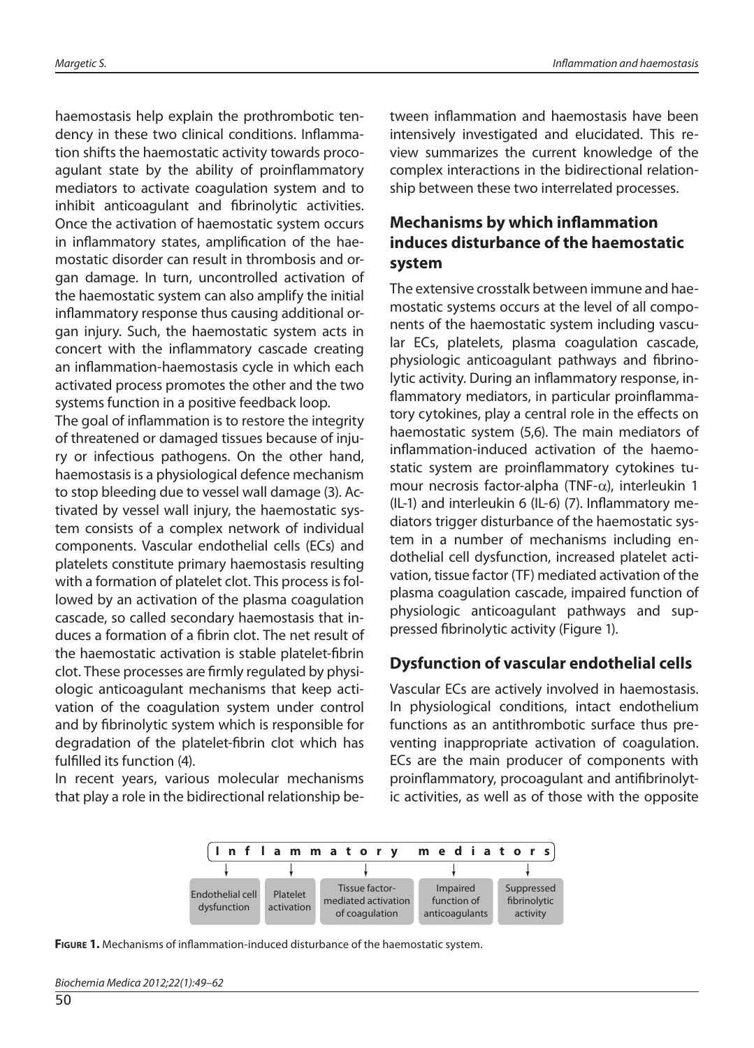haemostasis help explain the prothrombotic tendency in these two clinical conditions. Inflammation shifts the haemostatic activity towards procoagulant state by the ability of proinflammatory mediators to activate coagulation system and to inhibit anticoagulant and fibrinolytic activities. Once the activation of haemostatic system occurs in inflammatory states, amplification of the haemostatic disorder can result in thrombosis and organ damage. In turn, uncontrolled activation of the haemostatic system can also amplify the initial inflammatory response thus causing additional organ injury. Such, the haemostatic system acts in concert with the inflammatory cascade creating an inflammation-haemostasis cycle in which each activated process promotes the other and the two systems function in a positive feedback loop.

The goal of inflammation is to restore the integrity of threatened or damaged tissues because of injury or infectious pathogens. On the other hand, haemostasis is a physiological defence mechanism to stop bleeding due to vessel wall damage (3). Activated by vessel wall injury, the haemostatic system consists of a complex network of individual components. Vascular endothelial cells (ECs) and platelets constitute primary haemostasis resulting with a formation of platelet clot. This process is followed by an activation of the plasma coagulation cascade, so called secondary haemostasis that induces a formation of a fibrin clot. The net result of the haemostatic activation is stable platelet-fibrin clot. These processes are firmly regulated by physiologic anticoagulant mechanisms that keep activation of the coagulation system under control and by fibrinolytic system which is responsible for degradation of the platelet-fibrin clot which has fulfilled its function (4).

In recent years, various molecular mechanisms that play a role in the bidirectional relationship between inflammation and haemostasis have been intensively investigated and elucidated. This review summarizes the current knowledge of the complex interactions in the bidirectional relationship between these two interrelated processes.

## Mechanisms by which inflammation induces disturbance of the haemostatic system

The extensive crosstalk between immune and haemostatic systems occurs at the level of all components of the haemostatic system including vascular ECs, platelets, plasma coagulation cascade, physiologic anticoagulant pathways and fibrinolytic activity. During an inflammatory response, inflammatory mediators, in particular proinflammatory cytokines, play a central role in the effects on haemostatic system (5,6). The main mediators of inflammation-induced activation of the haemostatic system are proinflammatory cytokines tumour necrosis factor-alpha (TNF-$\alpha$), interleukin 1 (IL-1) and interleukin 6 (IL-6) (7). Inflammatory mediators trigger disturbance of the haemostatic system in a number of mechanisms including endothelial cell dysfunction, increased platelet activation, tissue factor (TF) mediated activation of the plasma coagulation cascade, impaired function of physiologic anticoagulant pathways and suppressed fibrinolytic activity (Figure 1).

## Dysfunction of vascular endothelial cells

Vascular ECs are actively involved in haemostasis. In physiological conditions, intact endothelium functions as an antithrombotic surface thus preventing inappropriate activation of coagulation. ECs are the main producer of components with proinflammatory, procoagulant and antifibrinolytic activities, as well as of those with the opposite

Inflammatory mediators

↓ Endothelial cell dysfunction | ↓ Platelet activation | ↓ Tissue factor-mediated activation of coagulation | ↓ Impaired function of anticoagulants | ↓ Suppressed fibrinolytic activity

**Figure 1.** Mechanisms of inflammation-induced disturbance of the haemostatic system.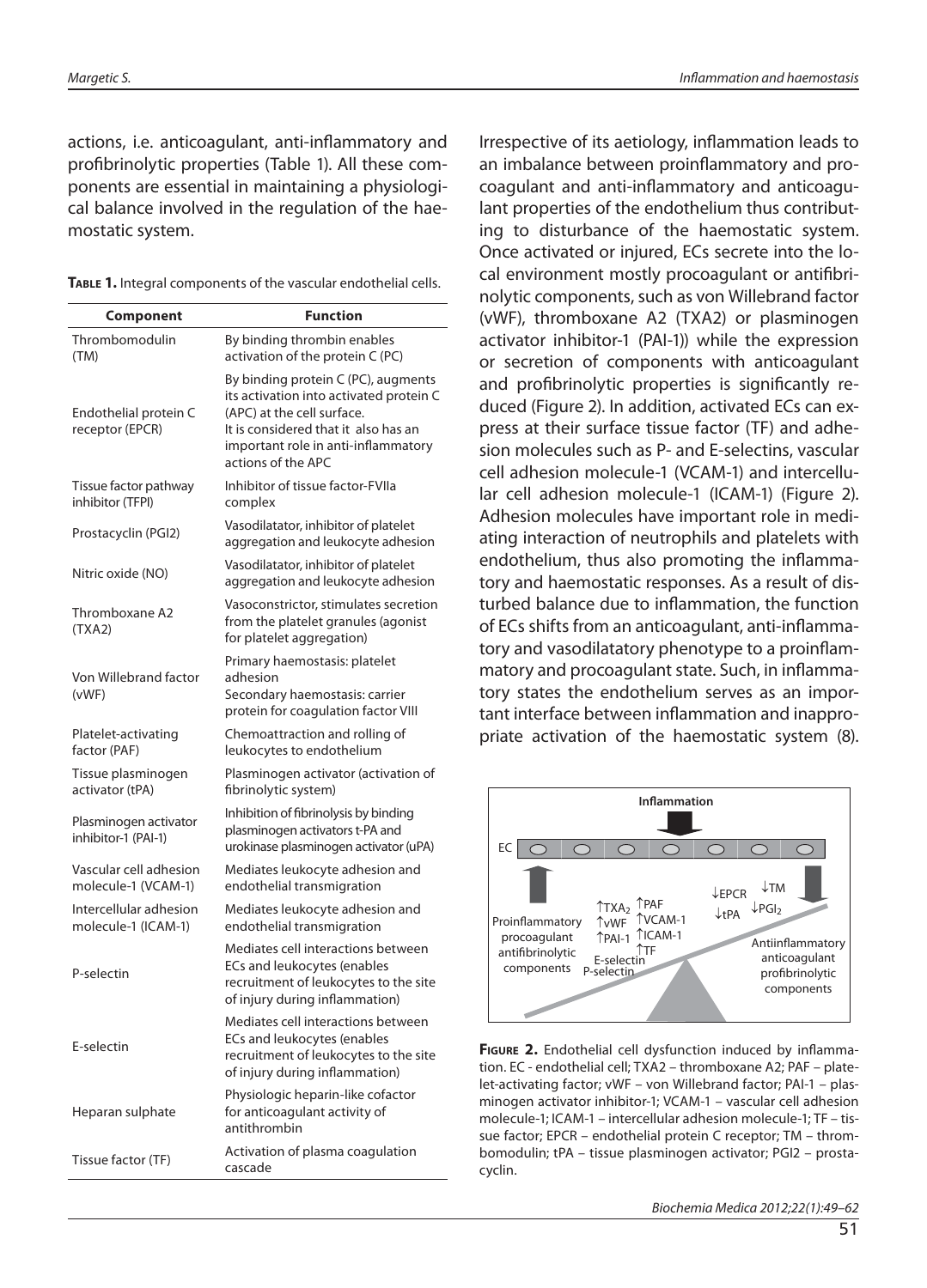actions, i.e. anticoagulant, anti-inflammatory and profibrinolytic properties (Table 1). All these components are essential in maintaining a physiological balance involved in the regulation of the haemostatic system.

**Table 1.** Integral components of the vascular endothelial cells.

| Component | Function |
|---|---|
| Thrombomodulin (TM) | By binding thrombin enables activation of the protein C (PC) |
| Endothelial protein C receptor (EPCR) | By binding protein C (PC), augments its activation into activated protein C (APC) at the cell surface. It is considered that it also has an important role in anti-inflammatory actions of the APC |
| Tissue factor pathway inhibitor (TFPI) | Inhibitor of tissue factor-FVIIa complex |
| Prostacyclin (PGI2) | Vasodilatator, inhibitor of platelet aggregation and leukocyte adhesion |
| Nitric oxide (NO) | Vasodilatator, inhibitor of platelet aggregation and leukocyte adhesion |
| Thromboxane A2 (TXA2) | Vasoconstrictor, stimulates secretion from the platelet granules (agonist for platelet aggregation) |
| Von Willebrand factor (vWF) | Primary haemostasis: platelet adhesion<br>Secondary haemostasis: carrier protein for coagulation factor VIII |
| Platelet-activating factor (PAF) | Chemoattraction and rolling of leukocytes to endothelium |
| Tissue plasminogen activator (tPA) | Plasminogen activator (activation of fibrinolytic system) |
| Plasminogen activator inhibitor-1 (PAI-1) | Inhibition of fibrinolysis by binding plasminogen activators t-PA and urokinase plasminogen activator (uPA) |
| Vascular cell adhesion molecule-1 (VCAM-1) | Mediates leukocyte adhesion and endothelial transmigration |
| Intercellular adhesion molecule-1 (ICAM-1) | Mediates leukocyte adhesion and endothelial transmigration |
| P-selectin | Mediates cell interactions between ECs and leukocytes (enables recruitment of leukocytes to the site of injury during inflammation) |
| E-selectin | Mediates cell interactions between ECs and leukocytes (enables recruitment of leukocytes to the site of injury during inflammation) |
| Heparan sulphate | Physiologic heparin-like cofactor for anticoagulant activity of antithrombin |
| Tissue factor (TF) | Activation of plasma coagulation cascade |

Irrespective of its aetiology, inflammation leads to an imbalance between proinflammatory and procoagulant and anti-inflammatory and anticoagulant properties of the endothelium thus contributing to disturbance of the haemostatic system. Once activated or injured, ECs secrete into the local environment mostly procoagulant or antifibrinolytic components, such as von Willebrand factor (vWF), thromboxane A2 (TXA2) or plasminogen activator inhibitor-1 (PAI-1)) while the expression or secretion of components with anticoagulant and profibrinolytic properties is significantly reduced (Figure 2). In addition, activated ECs can express at their surface tissue factor (TF) and adhesion molecules such as P- and E-selectins, vascular cell adhesion molecule-1 (VCAM-1) and intercellular cell adhesion molecule-1 (ICAM-1) (Figure 2). Adhesion molecules have important role in mediating interaction of neutrophils and platelets with endothelium, thus also promoting the inflammatory and haemostatic responses. As a result of disturbed balance due to inflammation, the function of ECs shifts from an anticoagulant, anti-inflammatory and vasodilatatory phenotype to a proinflammatory and procoagulant state. Such, in inflammatory states the endothelium serves as an important interface between inflammation and inappropriate activation of the haemostatic system (8).

**Figure 2.** Endothelial cell dysfunction induced by inflammation. EC - endothelial cell; TXA2 – thromboxane A2; PAF – platelet-activating factor; vWF – von Willebrand factor; PAI-1 – plasminogen activator inhibitor-1; VCAM-1 – vascular cell adhesion molecule-1; ICAM-1 – intercellular adhesion molecule-1; TF – tissue factor; EPCR – endothelial protein C receptor; TM – thrombomodulin; tPA – tissue plasminogen activator; PGI2 – prostacyclin.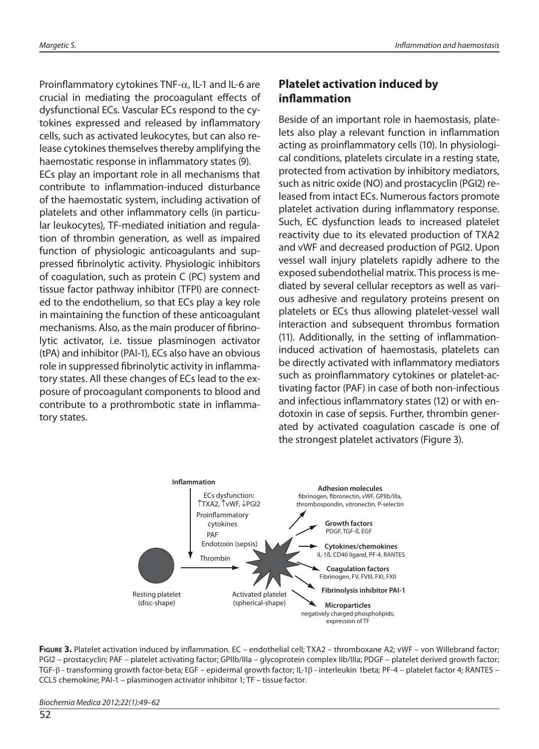Proinflammatory cytokines TNF-$\alpha$, IL-1 and IL-6 are crucial in mediating the procoagulant effects of dysfunctional ECs. Vascular ECs respond to the cytokines expressed and released by inflammatory cells, such as activated leukocytes, but can also release cytokines themselves thereby amplifying the haemostatic response in inflammatory states (9).

ECs play an important role in all mechanisms that contribute to inflammation-induced disturbance of the haemostatic system, including activation of platelets and other inflammatory cells (in particular leukocytes), TF-mediated initiation and regulation of thrombin generation, as well as impaired function of physiologic anticoagulants and suppressed fibrinolytic activity. Physiologic inhibitors of coagulation, such as protein C (PC) system and tissue factor pathway inhibitor (TFPI) are connected to the endothelium, so that ECs play a key role in maintaining the function of these anticoagulant mechanisms. Also, as the main producer of fibrinolytic activator, i.e. tissue plasminogen activator (tPA) and inhibitor (PAI-1), ECs also have an obvious role in suppressed fibrinolytic activity in inflammatory states. All these changes of ECs lead to the exposure of procoagulant components to blood and contribute to a prothrombotic state in inflammatory states.

## Platelet activation induced by inflammation

Beside of an important role in haemostasis, platelets also play a relevant function in inflammation acting as proinflammatory cells (10). In physiological conditions, platelets circulate in a resting state, protected from activation by inhibitory mediators, such as nitric oxide (NO) and prostacyclin (PGI2) released from intact ECs. Numerous factors promote platelet activation during inflammatory response. Such, EC dysfunction leads to increased platelet reactivity due to its elevated production of TXA2 and vWF and decreased production of PGI2. Upon vessel wall injury platelets rapidly adhere to the exposed subendothelial matrix. This process is mediated by several cellular receptors as well as various adhesive and regulatory proteins present on platelets or ECs thus allowing platelet-vessel wall interaction and subsequent thrombus formation (11). Additionally, in the setting of inflammation-induced activation of haemostasis, platelets can be directly activated with inflammatory mediators such as proinflammatory cytokines or platelet-activating factor (PAF) in case of both non-infectious and infectious inflammatory states (12) or with endotoxin in case of sepsis. Further, thrombin generated by activated coagulation cascade is one of the strongest platelet activators (Figure 3).

Inflammation

ECs dysfunction: ↑TXA2, ↑vWF, ↓PGI2

Proinflammatory cytokines

PAF

Endotoxin (sepsis)

Thrombin

Resting platelet (disc-shape)

Activated platelet (spherical-shape)

**Adhesion molecules** fibrinogen, fibronectin, vWF, GPIIb/IIIa, thrombospondin, vitronectin, P-selectin

**Growth factors** PDGF, TGF-ß, EGF

**Cytokines/chemokines** IL-1ß, CD40 ligand, PF-4, RANTES

**Coagulation factors** Fibrinogen, FV, FVIII, FXI, FXII

**Fibrinolysis inhibitor PAI-1**

**Microparticles** negatively charged phospholipids, expression of TF

**Figure 3.** Platelet activation induced by inflammation. EC – endothelial cell; TXA2 – thromboxane A2; vWF – von Willebrand factor; PGI2 – prostacyclin; PAF – platelet activating factor; GPIIb/IIIa – glycoprotein complex IIb/IIIa; PDGF – platelet derived growth factor; TGF-$\beta$ - transforming growth factor-beta; EGF – epidermal growth factor; IL-1$\beta$ - interleukin 1beta; PF-4 – platelet factor 4; RANTES – CCL5 chemokine; PAI-1 – plasminogen activator inhibitor 1; TF – tissue factor.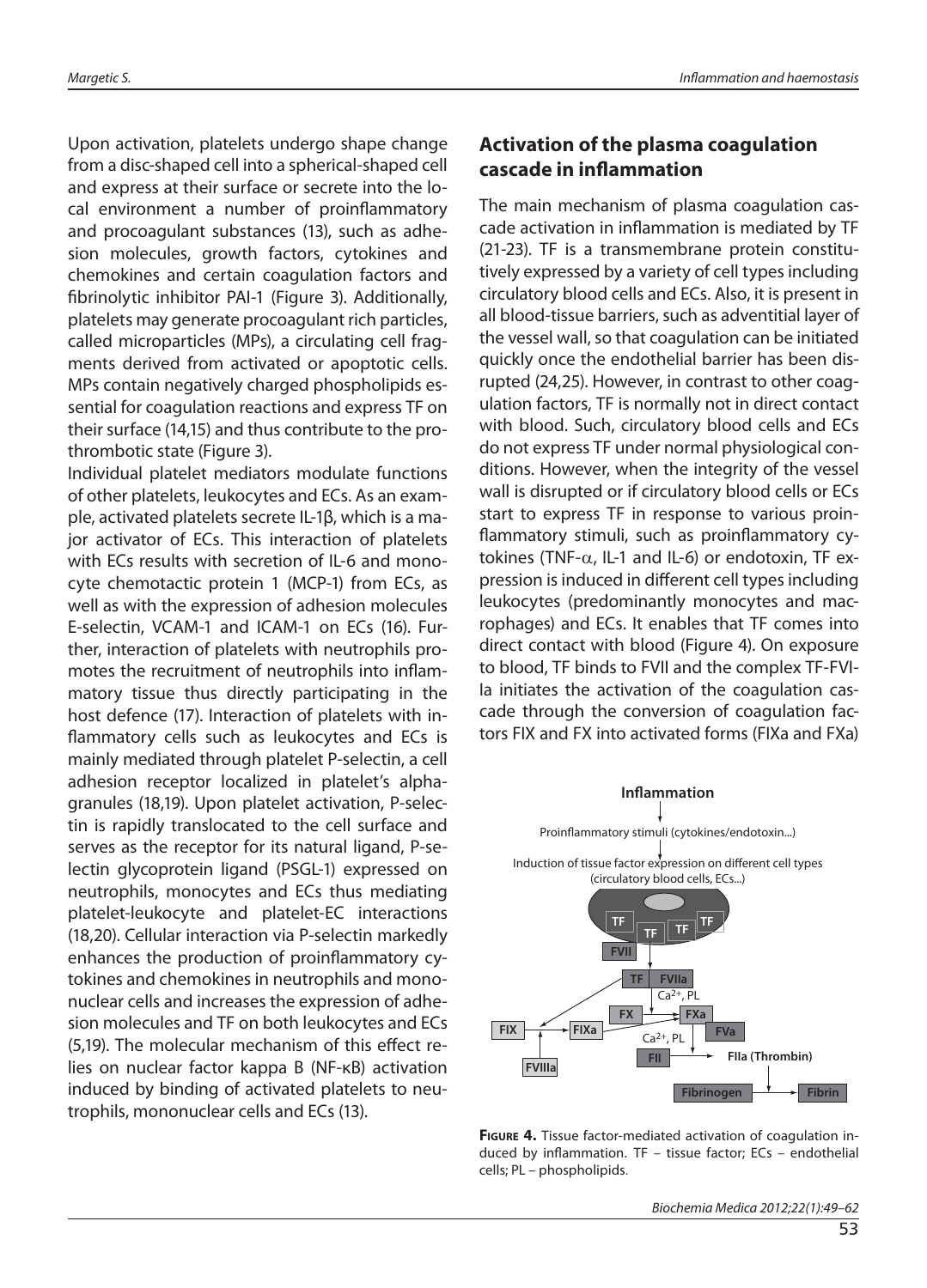Upon activation, platelets undergo shape change from a disc-shaped cell into a spherical-shaped cell and express at their surface or secrete into the local environment a number of proinflammatory and procoagulant substances (13), such as adhesion molecules, growth factors, cytokines and chemokines and certain coagulation factors and fibrinolytic inhibitor PAI-1 (Figure 3). Additionally, platelets may generate procoagulant rich particles, called microparticles (MPs), a circulating cell fragments derived from activated or apoptotic cells. MPs contain negatively charged phospholipids essential for coagulation reactions and express TF on their surface (14,15) and thus contribute to the prothrombotic state (Figure 3).

Individual platelet mediators modulate functions of other platelets, leukocytes and ECs. As an example, activated platelets secrete IL-1β, which is a major activator of ECs. This interaction of platelets with ECs results with secretion of IL-6 and monocyte chemotactic protein 1 (MCP-1) from ECs, as well as with the expression of adhesion molecules E-selectin, VCAM-1 and ICAM-1 on ECs (16). Further, interaction of platelets with neutrophils promotes the recruitment of neutrophils into inflammatory tissue thus directly participating in the host defence (17). Interaction of platelets with inflammatory cells such as leukocytes and ECs is mainly mediated through platelet P-selectin, a cell adhesion receptor localized in platelet's alpha-granules (18,19). Upon platelet activation, P-selectin is rapidly translocated to the cell surface and serves as the receptor for its natural ligand, P-selectin glycoprotein ligand (PSGL-1) expressed on neutrophils, monocytes and ECs thus mediating platelet-leukocyte and platelet-EC interactions (18,20). Cellular interaction via P-selectin markedly enhances the production of proinflammatory cytokines and chemokines in neutrophils and mononuclear cells and increases the expression of adhesion molecules and TF on both leukocytes and ECs (5,19). The molecular mechanism of this effect relies on nuclear factor kappa B (NF-κB) activation induced by binding of activated platelets to neutrophils, mononuclear cells and ECs (13).

## Activation of the plasma coagulation cascade in inflammation

The main mechanism of plasma coagulation cascade activation in inflammation is mediated by TF (21-23). TF is a transmembrane protein constitutively expressed by a variety of cell types including circulatory blood cells and ECs. Also, it is present in all blood-tissue barriers, such as adventitial layer of the vessel wall, so that coagulation can be initiated quickly once the endothelial barrier has been disrupted (24,25). However, in contrast to other coagulation factors, TF is normally not in direct contact with blood. Such, circulatory blood cells and ECs do not express TF under normal physiological conditions. However, when the integrity of the vessel wall is disrupted or if circulatory blood cells or ECs start to express TF in response to various proinflammatory stimuli, such as proinflammatory cytokines (TNF-α, IL-1 and IL-6) or endotoxin, TF expression is induced in different cell types including leukocytes (predominantly monocytes and macrophages) and ECs. It enables that TF comes into direct contact with blood (Figure 4). On exposure to blood, TF binds to FVII and the complex TF-FVIIa initiates the activation of the coagulation cascade through the conversion of coagulation factors FIX and FX into activated forms (FIXa and FXa)

**Figure 4.** Tissue factor-mediated activation of coagulation induced by inflammation. TF – tissue factor; ECs – endothelial cells; PL – phospholipids.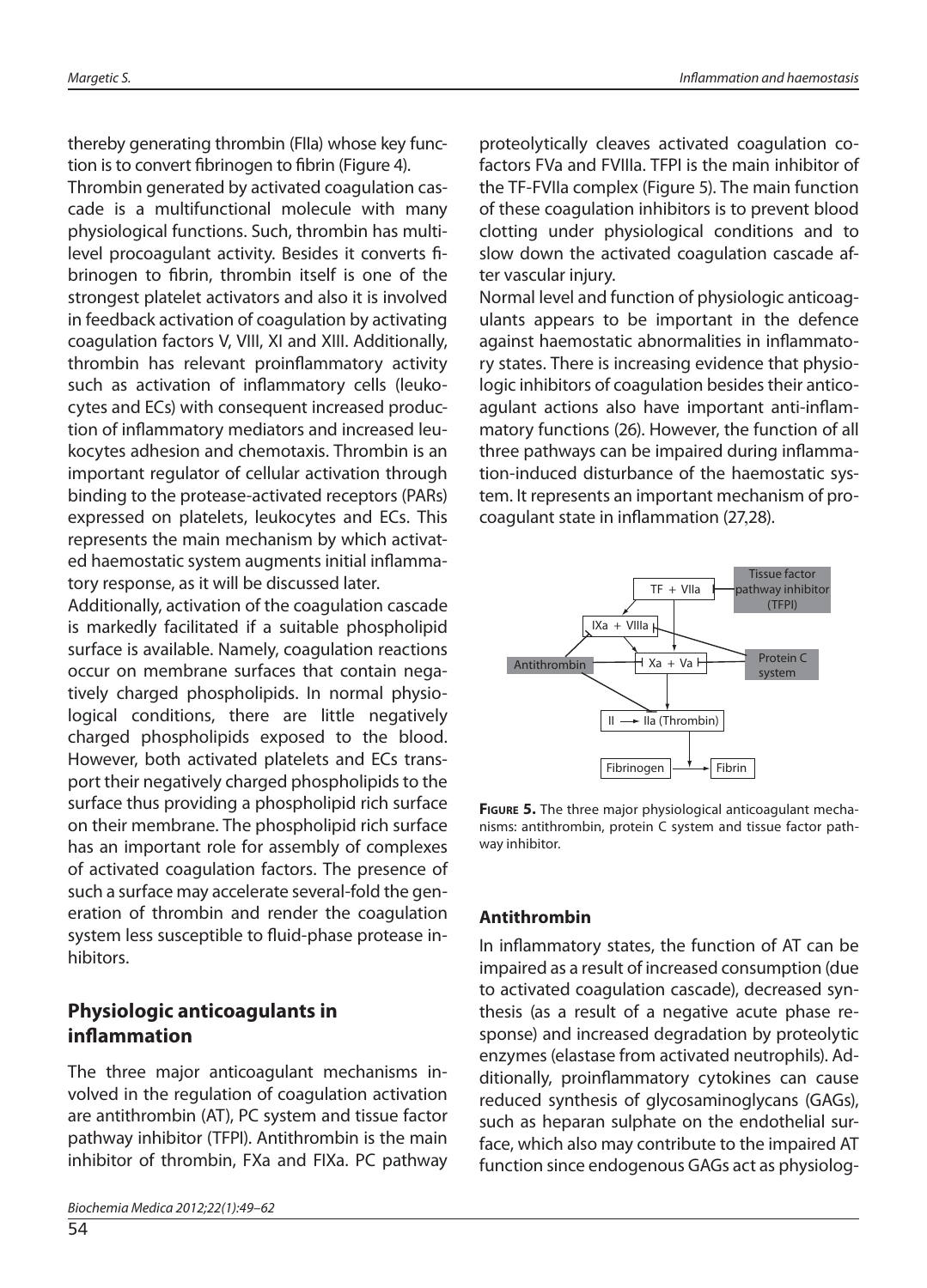thereby generating thrombin (FIIa) whose key function is to convert fibrinogen to fibrin (Figure 4).

Thrombin generated by activated coagulation cascade is a multifunctional molecule with many physiological functions. Such, thrombin has multilevel procoagulant activity. Besides it converts fibrinogen to fibrin, thrombin itself is one of the strongest platelet activators and also it is involved in feedback activation of coagulation by activating coagulation factors V, VIII, XI and XIII. Additionally, thrombin has relevant proinflammatory activity such as activation of inflammatory cells (leukocytes and ECs) with consequent increased production of inflammatory mediators and increased leukocytes adhesion and chemotaxis. Thrombin is an important regulator of cellular activation through binding to the protease-activated receptors (PARs) expressed on platelets, leukocytes and ECs. This represents the main mechanism by which activated haemostatic system augments initial inflammatory response, as it will be discussed later.

Additionally, activation of the coagulation cascade is markedly facilitated if a suitable phospholipid surface is available. Namely, coagulation reactions occur on membrane surfaces that contain negatively charged phospholipids. In normal physiological conditions, there are little negatively charged phospholipids exposed to the blood. However, both activated platelets and ECs transport their negatively charged phospholipids to the surface thus providing a phospholipid rich surface on their membrane. The phospholipid rich surface has an important role for assembly of complexes of activated coagulation factors. The presence of such a surface may accelerate several-fold the generation of thrombin and render the coagulation system less susceptible to fluid-phase protease inhibitors.

## Physiologic anticoagulants in inflammation

The three major anticoagulant mechanisms involved in the regulation of coagulation activation are antithrombin (AT), PC system and tissue factor pathway inhibitor (TFPI). Antithrombin is the main inhibitor of thrombin, FXa and FIXa. PC pathway proteolytically cleaves activated coagulation cofactors FVa and FVIIIa. TFPI is the main inhibitor of the TF-FVIIa complex (Figure 5). The main function of these coagulation inhibitors is to prevent blood clotting under physiological conditions and to slow down the activated coagulation cascade after vascular injury.

Normal level and function of physiologic anticoagulants appears to be important in the defence against haemostatic abnormalities in inflammatory states. There is increasing evidence that physiologic inhibitors of coagulation besides their anticoagulant actions also have important anti-inflammatory functions (26). However, the function of all three pathways can be impaired during inflammation-induced disturbance of the haemostatic system. It represents an important mechanism of procoagulant state in inflammation (27,28).

**Figure 5.** The three major physiological anticoagulant mechanisms: antithrombin, protein C system and tissue factor pathway inhibitor.

### Antithrombin

In inflammatory states, the function of AT can be impaired as a result of increased consumption (due to activated coagulation cascade), decreased synthesis (as a result of a negative acute phase response) and increased degradation by proteolytic enzymes (elastase from activated neutrophils). Additionally, proinflammatory cytokines can cause reduced synthesis of glycosaminoglycans (GAGs), such as heparan sulphate on the endothelial surface, which also may contribute to the impaired AT function since endogenous GAGs act as physiolog-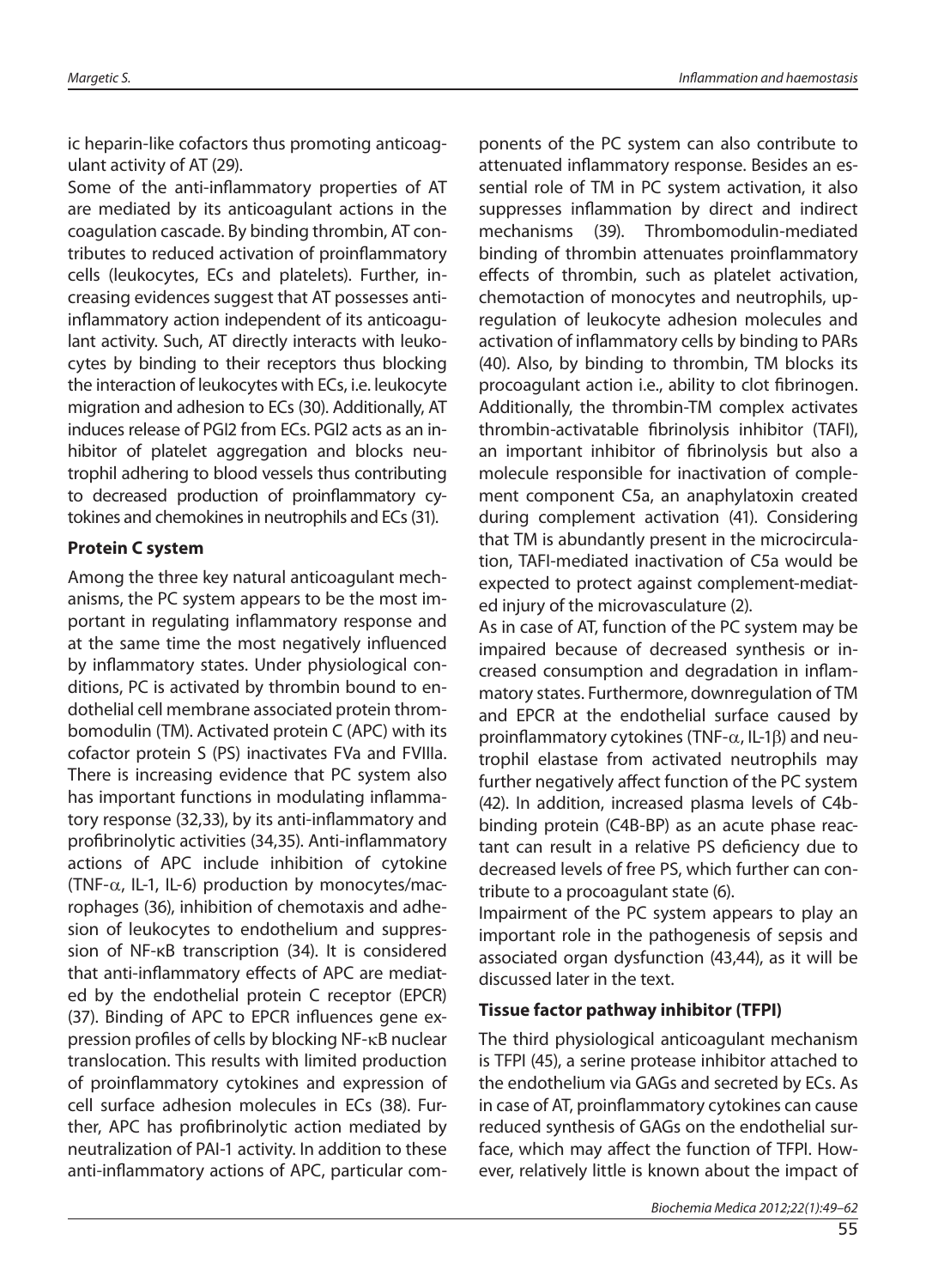ic heparin-like cofactors thus promoting anticoagulant activity of AT (29).

Some of the anti-inflammatory properties of AT are mediated by its anticoagulant actions in the coagulation cascade. By binding thrombin, AT contributes to reduced activation of proinflammatory cells (leukocytes, ECs and platelets). Further, increasing evidences suggest that AT possesses anti-inflammatory action independent of its anticoagulant activity. Such, AT directly interacts with leukocytes by binding to their receptors thus blocking the interaction of leukocytes with ECs, i.e. leukocyte migration and adhesion to ECs (30). Additionally, AT induces release of PGI2 from ECs. PGI2 acts as an inhibitor of platelet aggregation and blocks neutrophil adhering to blood vessels thus contributing to decreased production of proinflammatory cytokines and chemokines in neutrophils and ECs (31).

### Protein C system

Among the three key natural anticoagulant mechanisms, the PC system appears to be the most important in regulating inflammatory response and at the same time the most negatively influenced by inflammatory states. Under physiological conditions, PC is activated by thrombin bound to endothelial cell membrane associated protein thrombomodulin (TM). Activated protein C (APC) with its cofactor protein S (PS) inactivates FVa and FVIIIa. There is increasing evidence that PC system also has important functions in modulating inflammatory response (32,33), by its anti-inflammatory and profibrinolytic activities (34,35). Anti-inflammatory actions of APC include inhibition of cytokine (TNF-$\alpha$, IL-1, IL-6) production by monocytes/macrophages (36), inhibition of chemotaxis and adhesion of leukocytes to endothelium and suppression of NF-κB transcription (34). It is considered that anti-inflammatory effects of APC are mediated by the endothelial protein C receptor (EPCR) (37). Binding of APC to EPCR influences gene expression profiles of cells by blocking NF-κB nuclear translocation. This results with limited production of proinflammatory cytokines and expression of cell surface adhesion molecules in ECs (38). Further, APC has profibrinolytic action mediated by neutralization of PAI-1 activity. In addition to these anti-inflammatory actions of APC, particular components of the PC system can also contribute to attenuated inflammatory response. Besides an essential role of TM in PC system activation, it also suppresses inflammation by direct and indirect mechanisms (39). Thrombomodulin-mediated binding of thrombin attenuates proinflammatory effects of thrombin, such as platelet activation, chemotaction of monocytes and neutrophils, upregulation of leukocyte adhesion molecules and activation of inflammatory cells by binding to PARs (40). Also, by binding to thrombin, TM blocks its procoagulant action i.e., ability to clot fibrinogen. Additionally, the thrombin-TM complex activates thrombin-activatable fibrinolysis inhibitor (TAFI), an important inhibitor of fibrinolysis but also a molecule responsible for inactivation of complement component C5a, an anaphylatoxin created during complement activation (41). Considering that TM is abundantly present in the microcirculation, TAFI-mediated inactivation of C5a would be expected to protect against complement-mediated injury of the microvasculature (2).

As in case of AT, function of the PC system may be impaired because of decreased synthesis or increased consumption and degradation in inflammatory states. Furthermore, downregulation of TM and EPCR at the endothelial surface caused by proinflammatory cytokines (TNF-$\alpha$, IL-1$\beta$) and neutrophil elastase from activated neutrophils may further negatively affect function of the PC system (42). In addition, increased plasma levels of C4b-binding protein (C4B-BP) as an acute phase reactant can result in a relative PS deficiency due to decreased levels of free PS, which further can contribute to a procoagulant state (6).

Impairment of the PC system appears to play an important role in the pathogenesis of sepsis and associated organ dysfunction (43,44), as it will be discussed later in the text.

### Tissue factor pathway inhibitor (TFPI)

The third physiological anticoagulant mechanism is TFPI (45), a serine protease inhibitor attached to the endothelium via GAGs and secreted by ECs. As in case of AT, proinflammatory cytokines can cause reduced synthesis of GAGs on the endothelial surface, which may affect the function of TFPI. However, relatively little is known about the impact of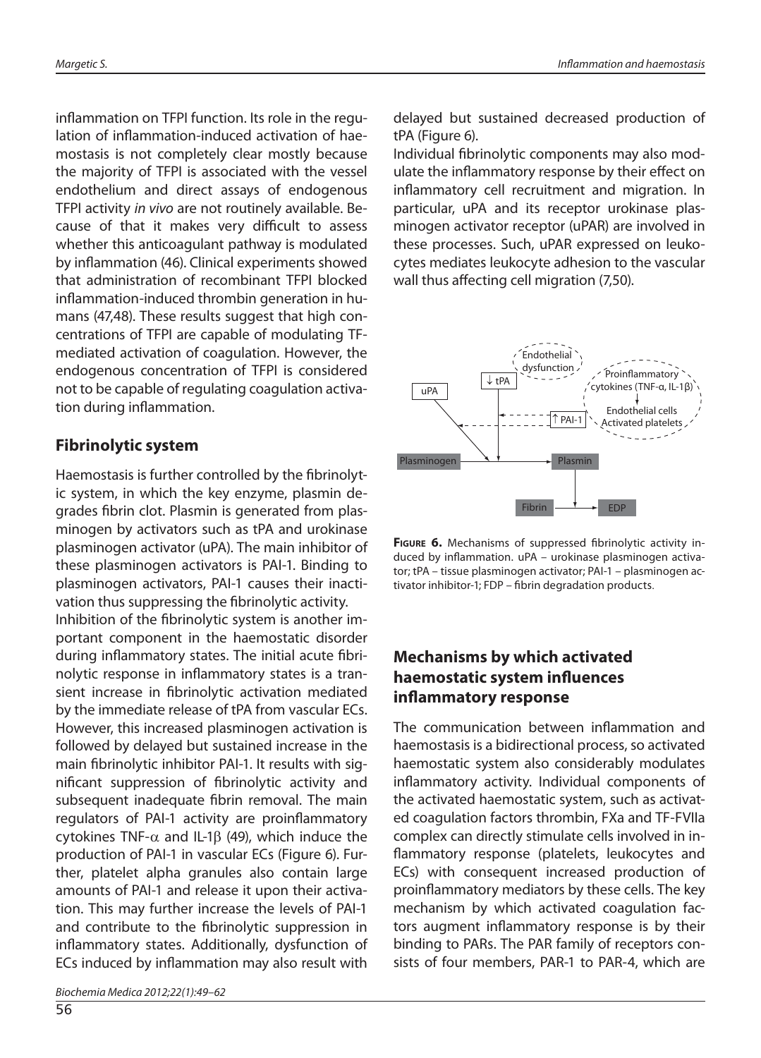inflammation on TFPI function. Its role in the regulation of inflammation-induced activation of haemostasis is not completely clear mostly because the majority of TFPI is associated with the vessel endothelium and direct assays of endogenous TFPI activity *in vivo* are not routinely available. Because of that it makes very difficult to assess whether this anticoagulant pathway is modulated by inflammation (46). Clinical experiments showed that administration of recombinant TFPI blocked inflammation-induced thrombin generation in humans (47,48). These results suggest that high concentrations of TFPI are capable of modulating TF-mediated activation of coagulation. However, the endogenous concentration of TFPI is considered not to be capable of regulating coagulation activation during inflammation.

## Fibrinolytic system

Haemostasis is further controlled by the fibrinolytic system, in which the key enzyme, plasmin degrades fibrin clot. Plasmin is generated from plasminogen by activators such as tPA and urokinase plasminogen activator (uPA). The main inhibitor of these plasminogen activators is PAI-1. Binding to plasminogen activators, PAI-1 causes their inactivation thus suppressing the fibrinolytic activity.

Inhibition of the fibrinolytic system is another important component in the haemostatic disorder during inflammatory states. The initial acute fibrinolytic response in inflammatory states is a transient increase in fibrinolytic activation mediated by the immediate release of tPA from vascular ECs. However, this increased plasminogen activation is followed by delayed but sustained increase in the main fibrinolytic inhibitor PAI-1. It results with significant suppression of fibrinolytic activity and subsequent inadequate fibrin removal. The main regulators of PAI-1 activity are proinflammatory cytokines TNF-$\alpha$ and IL-1$\beta$ (49), which induce the production of PAI-1 in vascular ECs (Figure 6). Further, platelet alpha granules also contain large amounts of PAI-1 and release it upon their activation. This may further increase the levels of PAI-1 and contribute to the fibrinolytic suppression in inflammatory states. Additionally, dysfunction of ECs induced by inflammation may also result with delayed but sustained decreased production of tPA (Figure 6).

Individual fibrinolytic components may also modulate the inflammatory response by their effect on inflammatory cell recruitment and migration. In particular, uPA and its receptor urokinase plasminogen activator receptor (uPAR) are involved in these processes. Such, uPAR expressed on leukocytes mediates leukocyte adhesion to the vascular wall thus affecting cell migration (7,50).

**Figure 6.** Mechanisms of suppressed fibrinolytic activity induced by inflammation. uPA – urokinase plasminogen activator; tPA – tissue plasminogen activator; PAI-1 – plasminogen activator inhibitor-1; FDP – fibrin degradation products.

## Mechanisms by which activated haemostatic system influences inflammatory response

The communication between inflammation and haemostasis is a bidirectional process, so activated haemostatic system also considerably modulates inflammatory activity. Individual components of the activated haemostatic system, such as activated coagulation factors thrombin, FXa and TF-FVIIa complex can directly stimulate cells involved in inflammatory response (platelets, leukocytes and ECs) with consequent increased production of proinflammatory mediators by these cells. The key mechanism by which activated coagulation factors augment inflammatory response is by their binding to PARs. The PAR family of receptors consists of four members, PAR-1 to PAR-4, which are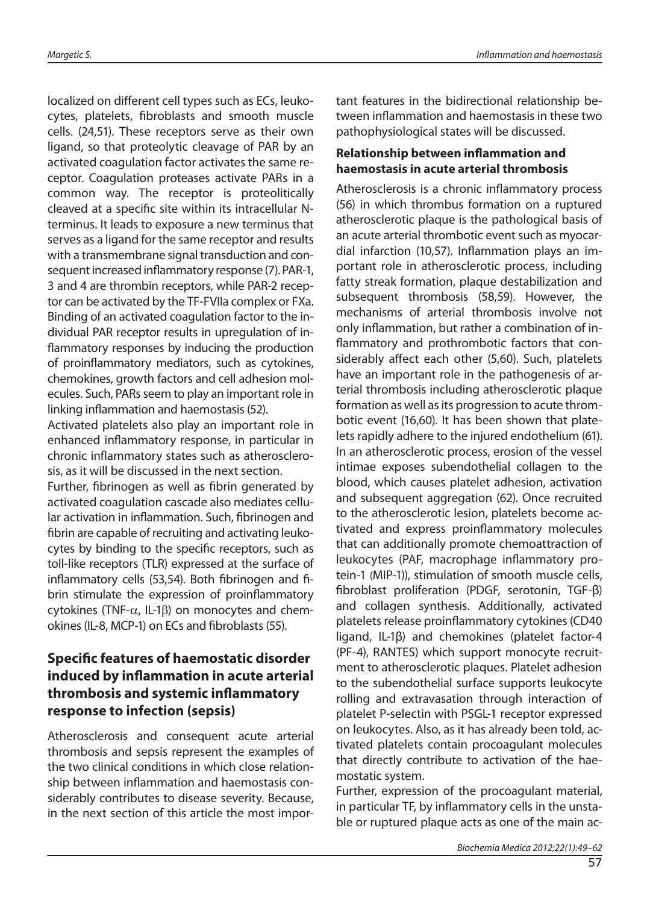localized on different cell types such as ECs, leukocytes, platelets, fibroblasts and smooth muscle cells. (24,51). These receptors serve as their own ligand, so that proteolytic cleavage of PAR by an activated coagulation factor activates the same receptor. Coagulation proteases activate PARs in a common way. The receptor is proteolitically cleaved at a specific site within its intracellular N-terminus. It leads to exposure a new terminus that serves as a ligand for the same receptor and results with a transmembrane signal transduction and consequent increased inflammatory response (7). PAR-1, 3 and 4 are thrombin receptors, while PAR-2 receptor can be activated by the TF-FVIIa complex or FXa. Binding of an activated coagulation factor to the individual PAR receptor results in upregulation of inflammatory responses by inducing the production of proinflammatory mediators, such as cytokines, chemokines, growth factors and cell adhesion molecules. Such, PARs seem to play an important role in linking inflammation and haemostasis (52).

Activated platelets also play an important role in enhanced inflammatory response, in particular in chronic inflammatory states such as atherosclerosis, as it will be discussed in the next section.

Further, fibrinogen as well as fibrin generated by activated coagulation cascade also mediates cellular activation in inflammation. Such, fibrinogen and fibrin are capable of recruiting and activating leukocytes by binding to the specific receptors, such as toll-like receptors (TLR) expressed at the surface of inflammatory cells (53,54). Both fibrinogen and fibrin stimulate the expression of proinflammatory cytokines (TNF-$\alpha$, IL-1$\beta$) on monocytes and chemokines (IL-8, MCP-1) on ECs and fibroblasts (55).

## Specific features of haemostatic disorder induced by inflammation in acute arterial thrombosis and systemic inflammatory response to infection (sepsis)

Atherosclerosis and consequent acute arterial thrombosis and sepsis represent the examples of the two clinical conditions in which close relationship between inflammation and haemostasis considerably contributes to disease severity. Because, in the next section of this article the most important features in the bidirectional relationship between inflammation and haemostasis in these two pathophysiological states will be discussed.

### Relationship between inflammation and haemostasis in acute arterial thrombosis

Atherosclerosis is a chronic inflammatory process (56) in which thrombus formation on a ruptured atherosclerotic plaque is the pathological basis of an acute arterial thrombotic event such as myocardial infarction (10,57). Inflammation plays an important role in atherosclerotic process, including fatty streak formation, plaque destabilization and subsequent thrombosis (58,59). However, the mechanisms of arterial thrombosis involve not only inflammation, but rather a combination of inflammatory and prothrombotic factors that considerably affect each other (5,60). Such, platelets have an important role in the pathogenesis of arterial thrombosis including atherosclerotic plaque formation as well as its progression to acute thrombotic event (16,60). It has been shown that platelets rapidly adhere to the injured endothelium (61). In an atherosclerotic process, erosion of the vessel intimae exposes subendothelial collagen to the blood, which causes platelet adhesion, activation and subsequent aggregation (62). Once recruited to the atherosclerotic lesion, platelets become activated and express proinflammatory molecules that can additionally promote chemoattraction of leukocytes (PAF, macrophage inflammatory protein-1 (MIP-1)), stimulation of smooth muscle cells, fibroblast proliferation (PDGF, serotonin, TGF-β) and collagen synthesis. Additionally, activated platelets release proinflammatory cytokines (CD40 ligand, IL-1β) and chemokines (platelet factor-4 (PF-4), RANTES) which support monocyte recruitment to atherosclerotic plaques. Platelet adhesion to the subendothelial surface supports leukocyte rolling and extravasation through interaction of platelet P-selectin with PSGL-1 receptor expressed on leukocytes. Also, as it has already been told, activated platelets contain procoagulant molecules that directly contribute to activation of the haemostatic system.

Further, expression of the procoagulant material, in particular TF, by inflammatory cells in the unstable or ruptured plaque acts as one of the main ac-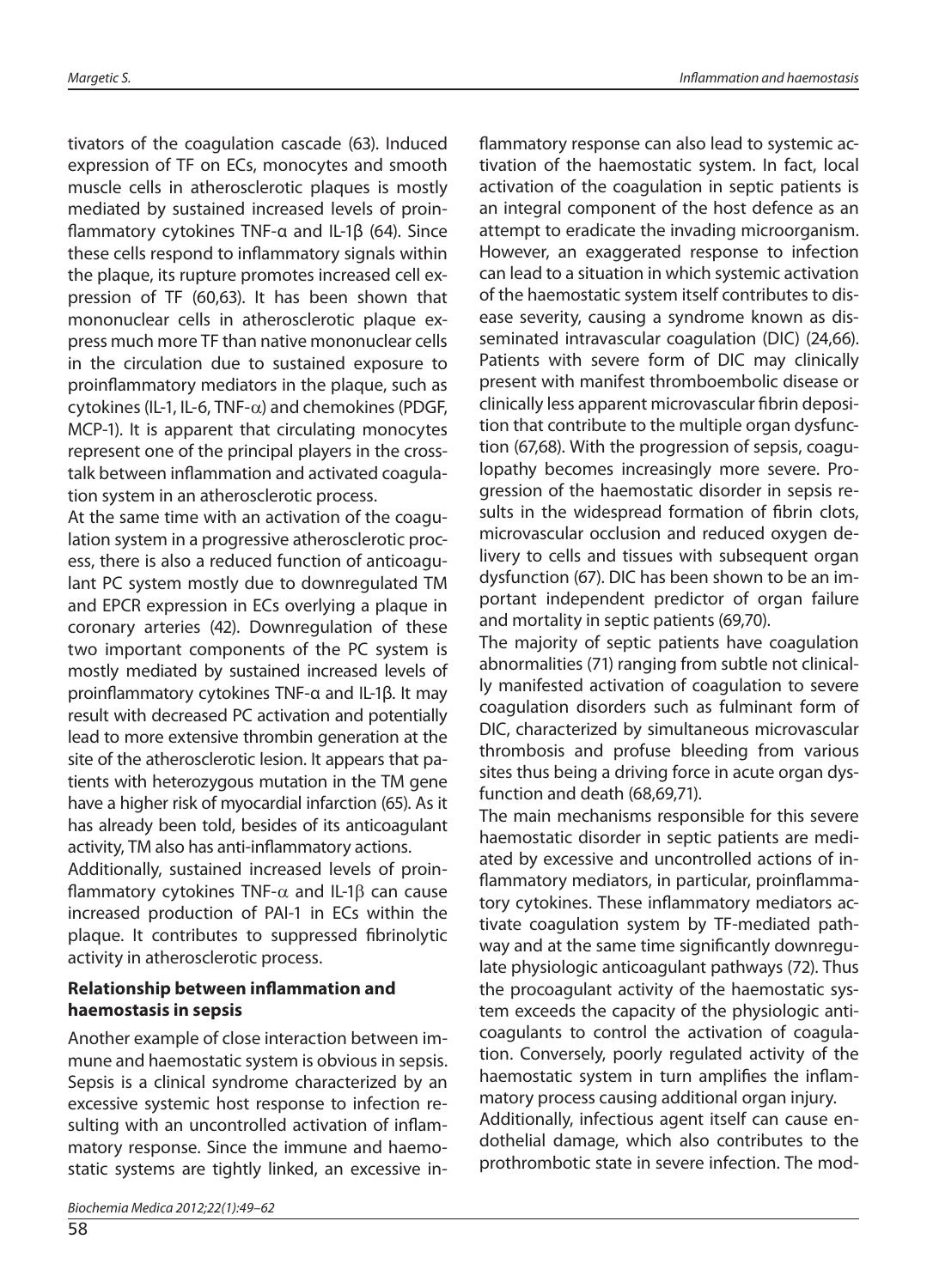tivators of the coagulation cascade (63). Induced expression of TF on ECs, monocytes and smooth muscle cells in atherosclerotic plaques is mostly mediated by sustained increased levels of proinflammatory cytokines TNF-α and IL-1β (64). Since these cells respond to inflammatory signals within the plaque, its rupture promotes increased cell expression of TF (60,63). It has been shown that mononuclear cells in atherosclerotic plaque express much more TF than native mononuclear cells in the circulation due to sustained exposure to proinflammatory mediators in the plaque, such as cytokines (IL-1, IL-6, TNF-α) and chemokines (PDGF, MCP-1). It is apparent that circulating monocytes represent one of the principal players in the cross-talk between inflammation and activated coagulation system in an atherosclerotic process.

At the same time with an activation of the coagulation system in a progressive atherosclerotic process, there is also a reduced function of anticoagulant PC system mostly due to downregulated TM and EPCR expression in ECs overlying a plaque in coronary arteries (42). Downregulation of these two important components of the PC system is mostly mediated by sustained increased levels of proinflammatory cytokines TNF-α and IL-1β. It may result with decreased PC activation and potentially lead to more extensive thrombin generation at the site of the atherosclerotic lesion. It appears that patients with heterozygous mutation in the TM gene have a higher risk of myocardial infarction (65). As it has already been told, besides of its anticoagulant activity, TM also has anti-inflammatory actions.

Additionally, sustained increased levels of proinflammatory cytokines TNF-α and IL-1β can cause increased production of PAI-1 in ECs within the plaque. It contributes to suppressed fibrinolytic activity in atherosclerotic process.

### Relationship between inflammation and haemostasis in sepsis

Another example of close interaction between immune and haemostatic system is obvious in sepsis. Sepsis is a clinical syndrome characterized by an excessive systemic host response to infection resulting with an uncontrolled activation of inflammatory response. Since the immune and haemostatic systems are tightly linked, an excessive inflammatory response can also lead to systemic activation of the haemostatic system. In fact, local activation of the coagulation in septic patients is an integral component of the host defence as an attempt to eradicate the invading microorganism. However, an exaggerated response to infection can lead to a situation in which systemic activation of the haemostatic system itself contributes to disease severity, causing a syndrome known as disseminated intravascular coagulation (DIC) (24,66). Patients with severe form of DIC may clinically present with manifest thromboembolic disease or clinically less apparent microvascular fibrin deposition that contribute to the multiple organ dysfunction (67,68). With the progression of sepsis, coagulopathy becomes increasingly more severe. Progression of the haemostatic disorder in sepsis results in the widespread formation of fibrin clots, microvascular occlusion and reduced oxygen delivery to cells and tissues with subsequent organ dysfunction (67). DIC has been shown to be an important independent predictor of organ failure and mortality in septic patients (69,70).

The majority of septic patients have coagulation abnormalities (71) ranging from subtle not clinically manifested activation of coagulation to severe coagulation disorders such as fulminant form of DIC, characterized by simultaneous microvascular thrombosis and profuse bleeding from various sites thus being a driving force in acute organ dysfunction and death (68,69,71).

The main mechanisms responsible for this severe haemostatic disorder in septic patients are mediated by excessive and uncontrolled actions of inflammatory mediators, in particular, proinflammatory cytokines. These inflammatory mediators activate coagulation system by TF-mediated pathway and at the same time significantly downregulate physiologic anticoagulant pathways (72). Thus the procoagulant activity of the haemostatic system exceeds the capacity of the physiologic anticoagulants to control the activation of coagulation. Conversely, poorly regulated activity of the haemostatic system in turn amplifies the inflammatory process causing additional organ injury.

Additionally, infectious agent itself can cause endothelial damage, which also contributes to the prothrombotic state in severe infection. The mod-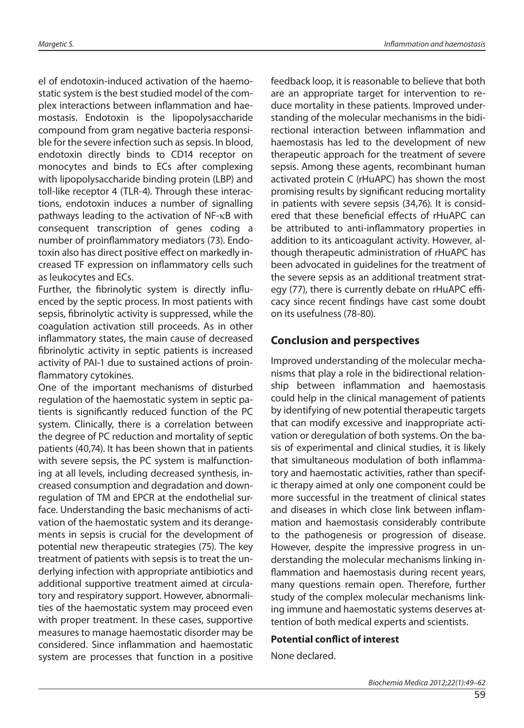el of endotoxin-induced activation of the haemostatic system is the best studied model of the complex interactions between inflammation and haemostasis. Endotoxin is the lipopolysaccharide compound from gram negative bacteria responsible for the severe infection such as sepsis. In blood, endotoxin directly binds to CD14 receptor on monocytes and binds to ECs after complexing with lipopolysaccharide binding protein (LBP) and toll-like receptor 4 (TLR-4). Through these interactions, endotoxin induces a number of signalling pathways leading to the activation of NF-κB with consequent transcription of genes coding a number of proinflammatory mediators (73). Endotoxin also has direct positive effect on markedly increased TF expression on inflammatory cells such as leukocytes and ECs.

Further, the fibrinolytic system is directly influenced by the septic process. In most patients with sepsis, fibrinolytic activity is suppressed, while the coagulation activation still proceeds. As in other inflammatory states, the main cause of decreased fibrinolytic activity in septic patients is increased activity of PAI-1 due to sustained actions of proinflammatory cytokines.

One of the important mechanisms of disturbed regulation of the haemostatic system in septic patients is significantly reduced function of the PC system. Clinically, there is a correlation between the degree of PC reduction and mortality of septic patients (40,74). It has been shown that in patients with severe sepsis, the PC system is malfunctioning at all levels, including decreased synthesis, increased consumption and degradation and downregulation of TM and EPCR at the endothelial surface. Understanding the basic mechanisms of activation of the haemostatic system and its derangements in sepsis is crucial for the development of potential new therapeutic strategies (75). The key treatment of patients with sepsis is to treat the underlying infection with appropriate antibiotics and additional supportive treatment aimed at circulatory and respiratory support. However, abnormalities of the haemostatic system may proceed even with proper treatment. In these cases, supportive measures to manage haemostatic disorder may be considered. Since inflammation and haemostatic system are processes that function in a positive feedback loop, it is reasonable to believe that both are an appropriate target for intervention to reduce mortality in these patients. Improved understanding of the molecular mechanisms in the bidirectional interaction between inflammation and haemostasis has led to the development of new therapeutic approach for the treatment of severe sepsis. Among these agents, recombinant human activated protein C (rHuAPC) has shown the most promising results by significant reducing mortality in patients with severe sepsis (34,76). It is considered that these beneficial effects of rHuAPC can be attributed to anti-inflammatory properties in addition to its anticoagulant activity. However, although therapeutic administration of rHuAPC has been advocated in guidelines for the treatment of the severe sepsis as an additional treatment strategy (77), there is currently debate on rHuAPC efficacy since recent findings have cast some doubt on its usefulness (78-80).

## Conclusion and perspectives

Improved understanding of the molecular mechanisms that play a role in the bidirectional relationship between inflammation and haemostasis could help in the clinical management of patients by identifying of new potential therapeutic targets that can modify excessive and inappropriate activation or deregulation of both systems. On the basis of experimental and clinical studies, it is likely that simultaneous modulation of both inflammatory and haemostatic activities, rather than specific therapy aimed at only one component could be more successful in the treatment of clinical states and diseases in which close link between inflammation and haemostasis considerably contribute to the pathogenesis or progression of disease. However, despite the impressive progress in understanding the molecular mechanisms linking inflammation and haemostasis during recent years, many questions remain open. Therefore, further study of the complex molecular mechanisms linking immune and haemostatic systems deserves attention of both medical experts and scientists.

### Potential conflict of interest

None declared.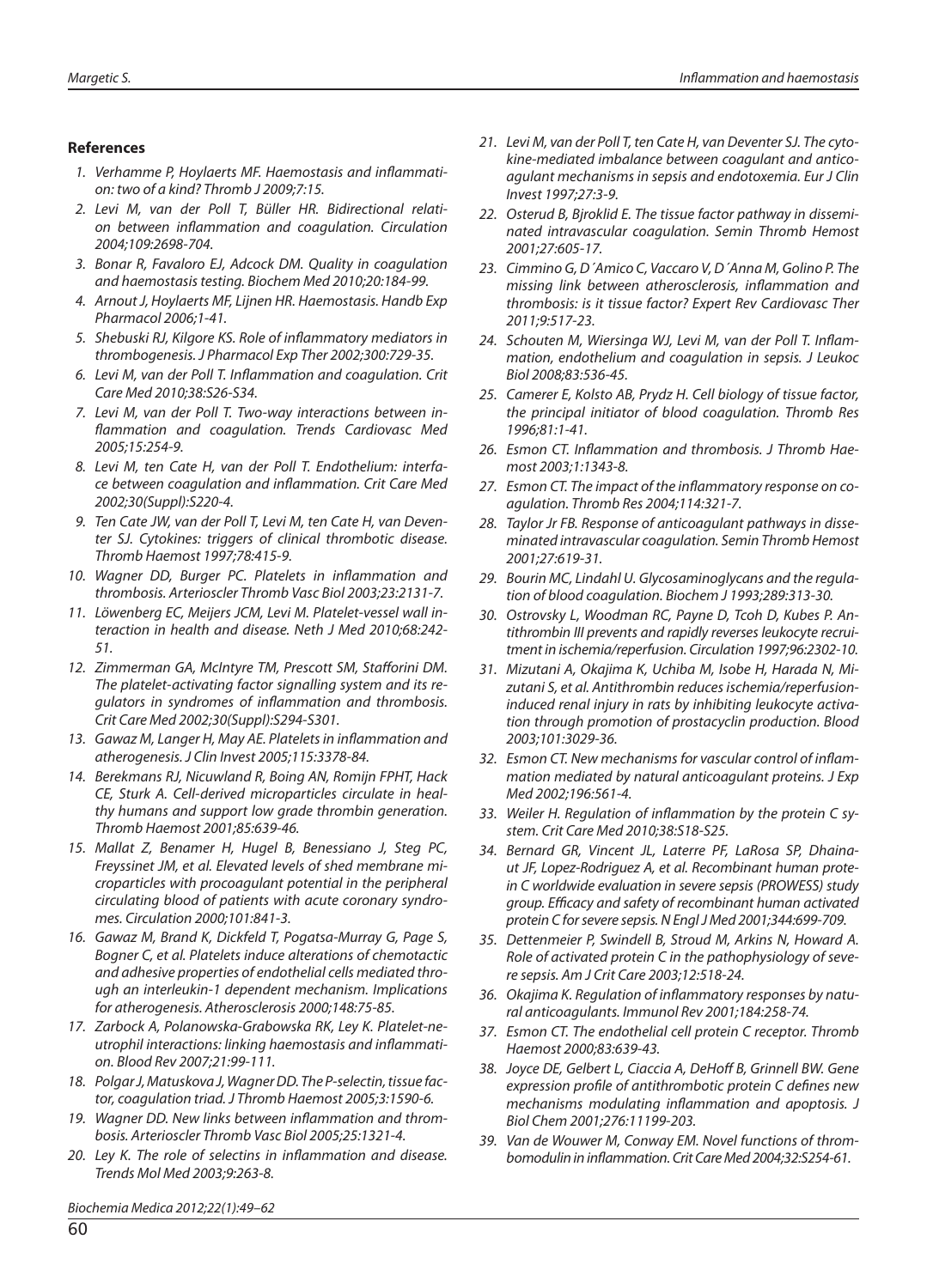## References

1. Verhamme P, Hoylaerts MF. Haemostasis and inflammation: two of a kind? Thromb J 2009;7:15.
2. Levi M, van der Poll T, Büller HR. Bidirectional relation between inflammation and coagulation. Circulation 2004;109:2698-704.
3. Bonar R, Favaloro EJ, Adcock DM. Quality in coagulation and haemostasis testing. Biochem Med 2010;20:184-99.
4. Arnout J, Hoylaerts MF, Lijnen HR. Haemostasis. Handb Exp Pharmacol 2006;1-41.
5. Shebuski RJ, Kilgore KS. Role of inflammatory mediators in thrombogenesis. J Pharmacol Exp Ther 2002;300:729-35.
6. Levi M, van der Poll T. Inflammation and coagulation. Crit Care Med 2010;38:S26-S34.
7. Levi M, van der Poll T. Two-way interactions between inflammation and coagulation. Trends Cardiovasc Med 2005;15:254-9.
8. Levi M, ten Cate H, van der Poll T. Endothelium: interface between coagulation and inflammation. Crit Care Med 2002;30(Suppl):S220-4.
9. Ten Cate JW, van der Poll T, Levi M, ten Cate H, van Deventer SJ. Cytokines: triggers of clinical thrombotic disease. Thromb Haemost 1997;78:415-9.
10. Wagner DD, Burger PC. Platelets in inflammation and thrombosis. Arterioscler Thromb Vasc Biol 2003;23:2131-7.
11. Löwenberg EC, Meijers JCM, Levi M. Platelet-vessel wall interaction in health and disease. Neth J Med 2010;68:242-51.
12. Zimmerman GA, McIntyre TM, Prescott SM, Stafforini DM. The platelet-activating factor signalling system and its regulators in syndromes of inflammation and thrombosis. Crit Care Med 2002;30(Suppl):S294-S301.
13. Gawaz M, Langer H, May AE. Platelets in inflammation and atherogenesis. J Clin Invest 2005;115:3378-84.
14. Berekmans RJ, Nicuwland R, Boing AN, Romijn FPHT, Hack CE, Sturk A. Cell-derived microparticles circulate in healthy humans and support low grade thrombin generation. Thromb Haemost 2001;85:639-46.
15. Mallat Z, Benamer H, Hugel B, Benessiano J, Steg PC, Freyssinet JM, et al. Elevated levels of shed membrane microparticles with procoagulant potential in the peripheral circulating blood of patients with acute coronary syndromes. Circulation 2000;101:841-3.
16. Gawaz M, Brand K, Dickfeld T, Pogatsa-Murray G, Page S, Bogner C, et al. Platelets induce alterations of chemotactic and adhesive properties of endothelial cells mediated through an interleukin-1 dependent mechanism. Implications for atherogenesis. Atherosclerosis 2000;148:75-85.
17. Zarbock A, Polanowska-Grabowska RK, Ley K. Platelet-neutrophil interactions: linking haemostasis and inflammation. Blood Rev 2007;21:99-111.
18. Polgar J, Matuskova J, Wagner DD. The P-selectin, tissue factor, coagulation triad. J Thromb Haemost 2005;3:1590-6.
19. Wagner DD. New links between inflammation and thrombosis. Arterioscler Thromb Vasc Biol 2005;25:1321-4.
20. Ley K. The role of selectins in inflammation and disease. Trends Mol Med 2003;9:263-8.
21. Levi M, van der Poll T, ten Cate H, van Deventer SJ. The cytokine-mediated imbalance between coagulant and anticoagulant mechanisms in sepsis and endotoxemia. Eur J Clin Invest 1997;27:3-9.
22. Osterud B, Bjroklid E. The tissue factor pathway in disseminated intravascular coagulation. Semin Thromb Hemost 2001;27:605-17.
23. Cimmino G, D´Amico C, Vaccaro V, D´Anna M, Golino P. The missing link between atherosclerosis, inflammation and thrombosis: is it tissue factor? Expert Rev Cardiovasc Ther 2011;9:517-23.
24. Schouten M, Wiersinga WJ, Levi M, van der Poll T. Inflammation, endothelium and coagulation in sepsis. J Leukoc Biol 2008;83:536-45.
25. Camerer E, Kolsto AB, Prydz H. Cell biology of tissue factor, the principal initiator of blood coagulation. Thromb Res 1996;81:1-41.
26. Esmon CT. Inflammation and thrombosis. J Thromb Haemost 2003;1:1343-8.
27. Esmon CT. The impact of the inflammatory response on coagulation. Thromb Res 2004;114:321-7.
28. Taylor Jr FB. Response of anticoagulant pathways in disseminated intravascular coagulation. Semin Thromb Hemost 2001;27:619-31.
29. Bourin MC, Lindahl U. Glycosaminoglycans and the regulation of blood coagulation. Biochem J 1993;289:313-30.
30. Ostrovsky L, Woodman RC, Payne D, Tcoh D, Kubes P. Antithrombin III prevents and rapidly reverses leukocyte recruitment in ischemia/reperfusion. Circulation 1997;96:2302-10.
31. Mizutani A, Okajima K, Uchiba M, Isobe H, Harada N, Mizutani S, et al. Antithrombin reduces ischemia/reperfusion-induced renal injury in rats by inhibiting leukocyte activation through promotion of prostacyclin production. Blood 2003;101:3029-36.
32. Esmon CT. New mechanisms for vascular control of inflammation mediated by natural anticoagulant proteins. J Exp Med 2002;196:561-4.
33. Weiler H. Regulation of inflammation by the protein C system. Crit Care Med 2010;38:S18-S25.
34. Bernard GR, Vincent JL, Laterre PF, LaRosa SP, Dhainaut JF, Lopez-Rodriguez A, et al. Recombinant human protein C worldwide evaluation in severe sepsis (PROWESS) study group. Efficacy and safety of recombinant human activated protein C for severe sepsis. N Engl J Med 2001;344:699-709.
35. Dettenmeier P, Swindell B, Stroud M, Arkins N, Howard A. Role of activated protein C in the pathophysiology of severe sepsis. Am J Crit Care 2003;12:518-24.
36. Okajima K. Regulation of inflammatory responses by natural anticoagulants. Immunol Rev 2001;184:258-74.
37. Esmon CT. The endothelial cell protein C receptor. Thromb Haemost 2000;83:639-43.
38. Joyce DE, Gelbert L, Ciaccia A, DeHoff B, Grinnell BW. Gene expression profile of antithrombotic protein C defines new mechanisms modulating inflammation and apoptosis. J Biol Chem 2001;276:11199-203.
39. Van de Wouwer M, Conway EM. Novel functions of thrombomodulin in inflammation. Crit Care Med 2004;32:S254-61.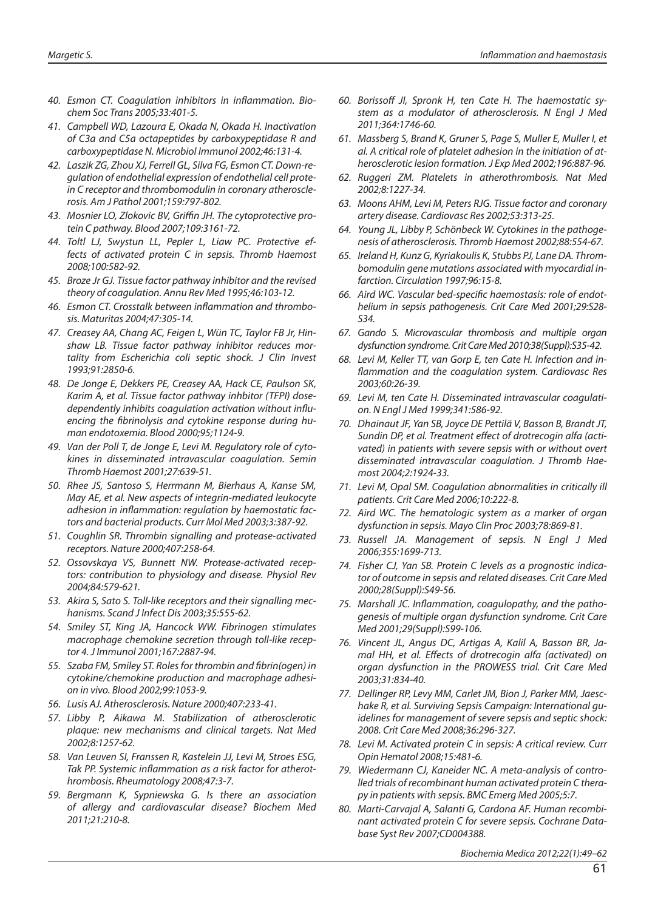40. Esmon CT. Coagulation inhibitors in inflammation. Biochem Soc Trans 2005;33:401-5.
41. Campbell WD, Lazoura E, Okada N, Okada H. Inactivation of C3a and C5a octapeptides by carboxypeptidase R and carboxypeptidase N. Microbiol Immunol 2002;46:131-4.
42. Laszik ZG, Zhou XJ, Ferrell GL, Silva FG, Esmon CT. Down-regulation of endothelial expression of endothelial cell protein C receptor and thrombomodulin in coronary atherosclerosis. Am J Pathol 2001;159:797-802.
43. Mosnier LO, Zlokovic BV, Griffin JH. The cytoprotective protein C pathway. Blood 2007;109:3161-72.
44. Toltl LJ, Swystun LL, Pepler L, Liaw PC. Protective effects of activated protein C in sepsis. Thromb Haemost 2008;100:582-92.
45. Broze Jr GJ. Tissue factor pathway inhibitor and the revised theory of coagulation. Annu Rev Med 1995;46:103-12.
46. Esmon CT. Crosstalk between inflammation and thrombosis. Maturitas 2004;47:305-14.
47. Creasey AA, Chang AC, Feigen L, Wün TC, Taylor FB Jr, Hinshaw LB. Tissue factor pathway inhibitor reduces mortality from Escherichia coli septic shock. J Clin Invest 1993;91:2850-6.
48. De Jonge E, Dekkers PE, Creasey AA, Hack CE, Paulson SK, Karim A, et al. Tissue factor pathway inhbitor (TFPI) dose-dependently inhibits coagulation activation without influencing the fibrinolysis and cytokine response during human endotoxemia. Blood 2000;95;1124-9.
49. Van der Poll T, de Jonge E, Levi M. Regulatory role of cytokines in disseminated intravascular coagulation. Semin Thromb Haemost 2001;27:639-51.
50. Rhee JS, Santoso S, Herrmann M, Bierhaus A, Kanse SM, May AE, et al. New aspects of integrin-mediated leukocyte adhesion in inflammation: regulation by haemostatic factors and bacterial products. Curr Mol Med 2003;3:387-92.
51. Coughlin SR. Thrombin signalling and protease-activated receptors. Nature 2000;407:258-64.
52. Ossovskaya VS, Bunnett NW. Protease-activated receptors: contribution to physiology and disease. Physiol Rev 2004;84:579-621.
53. Akira S, Sato S. Toll-like receptors and their signalling mechanisms. Scand J Infect Dis 2003;35:555-62.
54. Smiley ST, King JA, Hancock WW. Fibrinogen stimulates macrophage chemokine secretion through toll-like receptor 4. J Immunol 2001;167:2887-94.
55. Szaba FM, Smiley ST. Roles for thrombin and fibrin(ogen) in cytokine/chemokine production and macrophage adhesion in vivo. Blood 2002;99:1053-9.
56. Lusis AJ. Atherosclerosis. Nature 2000;407:233-41.
57. Libby P, Aikawa M. Stabilization of atherosclerotic plaque: new mechanisms and clinical targets. Nat Med 2002;8:1257-62.
58. Van Leuven SI, Franssen R, Kastelein JJ, Levi M, Stroes ESG, Tak PP. Systemic inflammation as a risk factor for atherothrombosis. Rheumatology 2008;47:3-7.
59. Bergmann K, Sypniewska G. Is there an association of allergy and cardiovascular disease? Biochem Med 2011;21:210-8.
60. Borissoff JI, Spronk H, ten Cate H. The haemostatic system as a modulator of atherosclerosis. N Engl J Med 2011;364:1746-60.
61. Massberg S, Brand K, Gruner S, Page S, Muller E, Muller I, et al. A critical role of platelet adhesion in the initiation of atherosclerotic lesion formation. J Exp Med 2002;196:887-96.
62. Ruggeri ZM. Platelets in atherothrombosis. Nat Med 2002;8:1227-34.
63. Moons AHM, Levi M, Peters RJG. Tissue factor and coronary artery disease. Cardiovasc Res 2002;53:313-25.
64. Young JL, Libby P, Schönbeck W. Cytokines in the pathogenesis of atherosclerosis. Thromb Haemost 2002;88:554-67.
65. Ireland H, Kunz G, Kyriakoulis K, Stubbs PJ, Lane DA. Thrombomodulin gene mutations associated with myocardial infarction. Circulation 1997;96:15-8.
66. Aird WC. Vascular bed-specific haemostasis: role of endothelium in sepsis pathogenesis. Crit Care Med 2001;29:S28-S34.
67. Gando S. Microvascular thrombosis and multiple organ dysfunction syndrome. Crit Care Med 2010;38(Suppl):S35-42.
68. Levi M, Keller TT, van Gorp E, ten Cate H. Infection and inflammation and the coagulation system. Cardiovasc Res 2003;60:26-39.
69. Levi M, ten Cate H. Disseminated intravascular coagulation. N Engl J Med 1999;341:586-92.
70. Dhainaut JF, Yan SB, Joyce DE Pettilä V, Basson B, Brandt JT, Sundin DP, et al. Treatment effect of drotrecogin alfa (activated) in patients with severe sepsis with or without overt disseminated intravascular coagulation. J Thromb Haemost 2004;2:1924-33.
71. Levi M, Opal SM. Coagulation abnormalities in critically ill patients. Crit Care Med 2006;10:222-8.
72. Aird WC. The hematologic system as a marker of organ dysfunction in sepsis. Mayo Clin Proc 2003;78:869-81.
73. Russell JA. Management of sepsis. N Engl J Med 2006;355:1699-713.
74. Fisher CJ, Yan SB. Protein C levels as a prognostic indicator of outcome in sepsis and related diseases. Crit Care Med 2000;28(Suppl):S49-56.
75. Marshall JC. Inflammation, coagulopathy, and the pathogenesis of multiple organ dysfunction syndrome. Crit Care Med 2001;29(Suppl):S99-106.
76. Vincent JL, Angus DC, Artigas A, Kalil A, Basson BR, Jamal HH, et al. Effects of drotrecogin alfa (activated) on organ dysfunction in the PROWESS trial. Crit Care Med 2003;31:834-40.
77. Dellinger RP, Levy MM, Carlet JM, Bion J, Parker MM, Jaeschhake R, et al. Surviving Sepsis Campaign: International guidelines for management of severe sepsis and septic shock: 2008. Crit Care Med 2008;36:296-327.
78. Levi M. Activated protein C in sepsis: A critical review. Curr Opin Hematol 2008;15:481-6.
79. Wiedermann CJ, Kaneider NC. A meta-analysis of controlled trials of recombinant human activated protein C therapy in patients with sepsis. BMC Emerg Med 2005;5:7.
80. Marti-Carvajal A, Salanti G, Cardona AF. Human recombinant activated protein C for severe sepsis. Cochrane Database Syst Rev 2007;CD004388.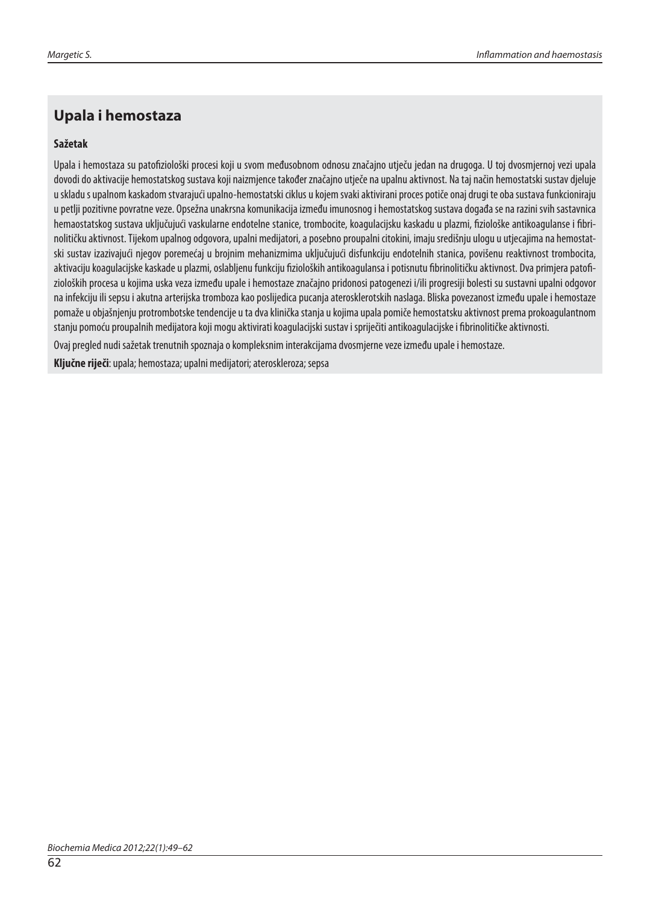## Upala i hemostaza

**Sažetak**

Upala i hemostaza su patofiziološki procesi koji u svom međusobnom odnosu značajno utječu jedan na drugoga. U toj dvosmjernoj vezi upala dovodi do aktivacije hemostatskog sustava koji naizmjence također značajno utječe na upalnu aktivnost. Na taj način hemostatski sustav djeluje u skladu s upalnom kaskadom stvarajući upalno-hemostatski ciklus u kojem svaki aktivirani proces potiče onaj drugi te oba sustava funkcioniraju u petlji pozitivne povratne veze. Opsežna unakrsna komunikacija između imunosnog i hemostatskog sustava događa se na razini svih sastavnica hemaostatskog sustava uključujući vaskularne endotelne stanice, trombocite, koagulacijsku kaskadu u plazmi, fiziološke antikoagulanse i fibrinolitičku aktivnost. Tijekom upalnog odgovora, upalni medijatori, a posebno proupalni citokini, imaju središnju ulogu u utjecajima na hemostatski sustav izazivajući njegov poremećaj u brojnim mehanizmima uključujući disfunkciju endotelnih stanica, povišenu reaktivnost trombocita, aktivaciju koagulacijske kaskade u plazmi, oslabljenu funkciju fizioloških antikoagulansa i potisnutu fibrinolitičku aktivnost. Dva primjera patofizioloških procesa u kojima uska veza između upale i hemostaze značajno pridonosi patogenezi i/ili progresiji bolesti su sustavni upalni odgovor na infekciju ili sepsu i akutna arterijska tromboza kao poslijedica pucanja aterosklerotskih naslaga. Bliska povezanost između upale i hemostaze pomaže u objašnjenju protrombotske tendencije u ta dva klinička stanja u kojima upala pomiče hemostatsku aktivnost prema prokoagulantnom stanju pomoću proupalnih medijatora koji mogu aktivirati koagulacijski sustav i spriječiti antikoagulacijske i fibrinolitičke aktivnosti.

Ovaj pregled nudi sažetak trenutnih spoznaja o kompleksnim interakcijama dvosmjerne veze između upale i hemostaze.

**Ključne riječi**: upala; hemostaza; upalni medijatori; ateroskleroza; sepsa